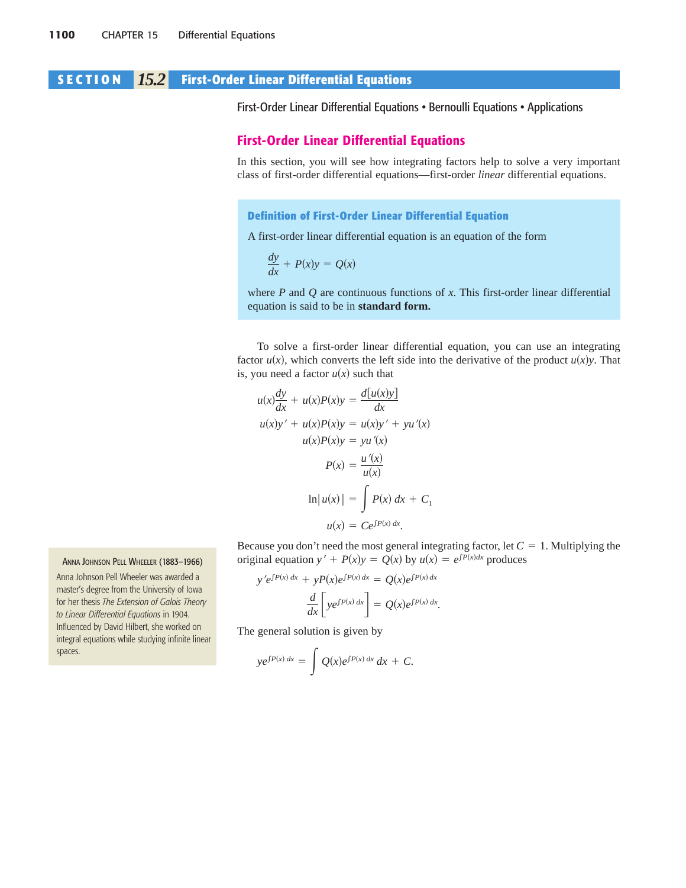# SECTION 15.2 First-Order Linear Differential Equations

First-Order Linear Differential Equations • Bernoulli Equations • Applications

## First-Order Linear Differential Equations

In this section, you will see how integrating factors help to solve a very important class of first-order differential equations—first-order *linear* differential equations.

> **Definition of First-Order Linear Differential Equation**
>
> A first-order linear differential equation is an equation of the form
>
> $$\frac{dy}{dx} + P(x)y = Q(x)$$
>
> where $P$ and $Q$ are continuous functions of $x$. This first-order linear differential equation is said to be in **standard form.**

To solve a first-order linear differential equation, you can use an integrating factor $u(x)$, which converts the left side into the derivative of the product $u(x)y$. That is, you need a factor $u(x)$ such that

$$\begin{aligned}
u(x)\frac{dy}{dx} + u(x)P(x)y &= \frac{d[u(x)y]}{dx} \\
u(x)y' + u(x)P(x)y &= u(x)y' + yu'(x) \\
u(x)P(x)y &= yu'(x) \\
P(x) &= \frac{u'(x)}{u(x)} \\
\ln|u(x)| &= \int P(x)\,dx + C_1 \\
u(x) &= Ce^{\int P(x)\,dx}.
\end{aligned}$$

Because you don't need the most general integrating factor, let $C = 1$. Multiplying the original equation $y' + P(x)y = Q(x)$ by $u(x) = e^{\int P(x)dx}$ produces

$$\begin{aligned}
y'e^{\int P(x)\,dx} + yP(x)e^{\int P(x)\,dx} &= Q(x)e^{\int P(x)\,dx} \\
\frac{d}{dx}\left[ye^{\int P(x)\,dx}\right] &= Q(x)e^{\int P(x)\,dx}.
\end{aligned}$$

The general solution is given by

$$ye^{\int P(x)\,dx} = \int Q(x)e^{\int P(x)\,dx}\,dx + C.$$

**Anna Johnson Pell Wheeler (1883–1966)**

Anna Johnson Pell Wheeler was awarded a master's degree from the University of Iowa for her thesis *The Extension of Galois Theory to Linear Differential Equations* in 1904. Influenced by David Hilbert, she worked on integral equations while studying infinite linear spaces.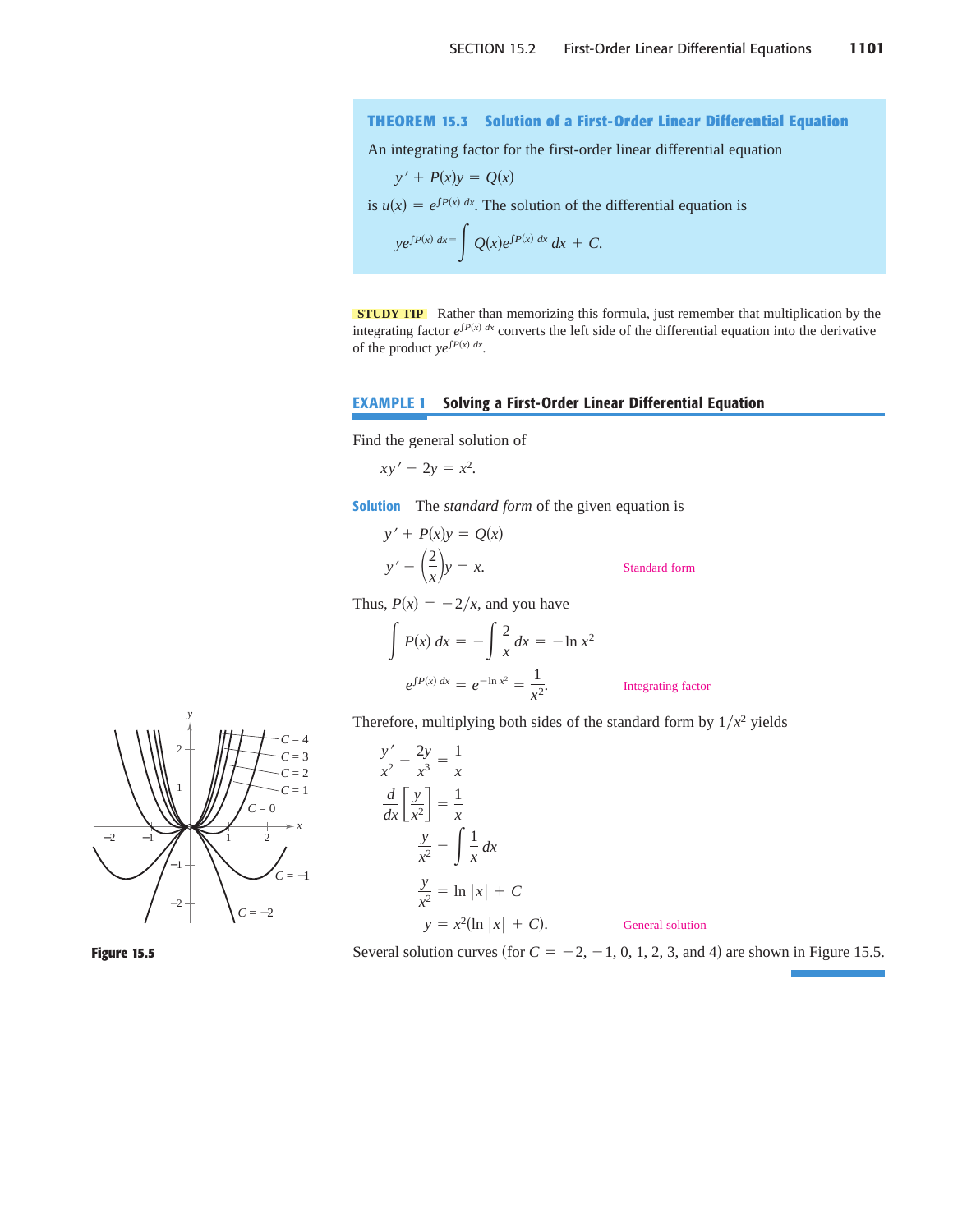### THEOREM 15.3 Solution of a First-Order Linear Differential Equation

An integrating factor for the first-order linear differential equation

$$y' + P(x)y = Q(x)$$

is $u(x) = e^{\int P(x)\,dx}$. The solution of the differential equation is

$$ye^{\int P(x)\,dx} = \int Q(x)e^{\int P(x)\,dx}\,dx + C.$$

**STUDY TIP** Rather than memorizing this formula, just remember that multiplication by the integrating factor $e^{\int P(x)\,dx}$ converts the left side of the differential equation into the derivative of the product $ye^{\int P(x)\,dx}$.

### EXAMPLE 1 Solving a First-Order Linear Differential Equation

Find the general solution of

$$xy' - 2y = x^2.$$

**Solution** The *standard form* of the given equation is

$$y' + P(x)y = Q(x)$$

$$y' - \left(\frac{2}{x}\right)y = x. \qquad \text{Standard form}$$

Thus, $P(x) = -2/x$, and you have

$$\int P(x)\,dx = -\int \frac{2}{x}\,dx = -\ln x^2$$

$$e^{\int P(x)\,dx} = e^{-\ln x^2} = \frac{1}{x^2}. \qquad \text{Integrating factor}$$

Therefore, multiplying both sides of the standard form by $1/x^2$ yields

$$\frac{y'}{x^2} - \frac{2y}{x^3} = \frac{1}{x}$$

$$\frac{d}{dx}\left[\frac{y}{x^2}\right] = \frac{1}{x}$$

$$\frac{y}{x^2} = \int \frac{1}{x}\,dx$$

$$\frac{y}{x^2} = \ln|x| + C$$

$$y = x^2(\ln|x| + C). \qquad \text{General solution}$$

Several solution curves (for $C = -2, -1, 0, 1, 2, 3,$ and $4$) are shown in Figure 15.5.

**Figure 15.5**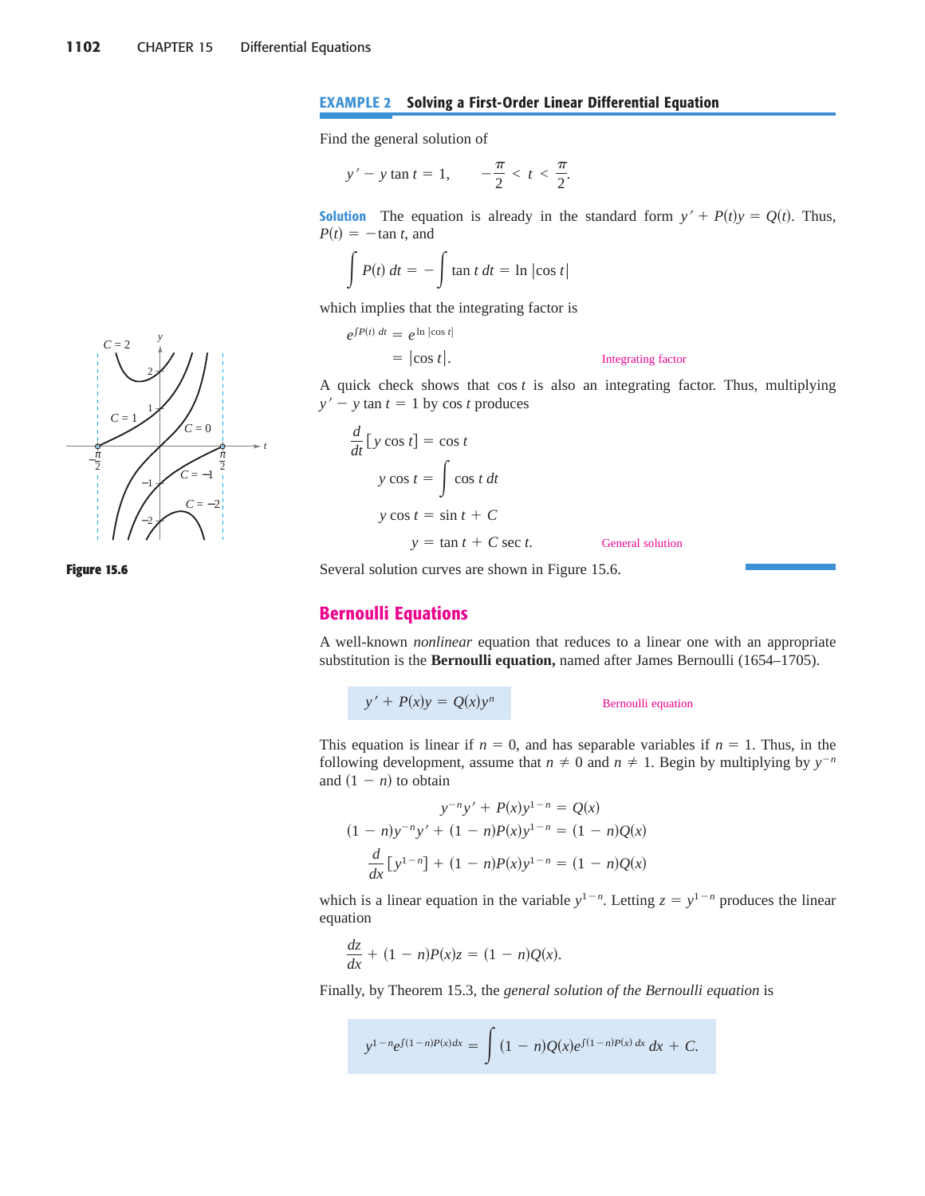## EXAMPLE 2 Solving a First-Order Linear Differential Equation

Find the general solution of

$$y' - y \tan t = 1, \qquad -\frac{\pi}{2} < t < \frac{\pi}{2}.$$

**Solution** The equation is already in the standard form $y' + P(t)y = Q(t)$. Thus, $P(t) = -\tan t$, and

$$\int P(t)\,dt = -\int \tan t\,dt = \ln|\cos t|$$

which implies that the integrating factor is

$$e^{\int P(t)\,dt} = e^{\ln|\cos t|}$$
$$= |\cos t|. \qquad \text{Integrating factor}$$

A quick check shows that $\cos t$ is also an integrating factor. Thus, multiplying $y' - y \tan t = 1$ by $\cos t$ produces

$$\frac{d}{dt}[y \cos t] = \cos t$$
$$y \cos t = \int \cos t\,dt$$
$$y \cos t = \sin t + C$$
$$y = \tan t + C \sec t. \qquad \text{General solution}$$

Several solution curves are shown in Figure 15.6.

**Figure 15.6**

## Bernoulli Equations

A well-known *nonlinear* equation that reduces to a linear one with an appropriate substitution is the **Bernoulli equation,** named after James Bernoulli (1654–1705).

$$y' + P(x)y = Q(x)y^n \qquad \text{Bernoulli equation}$$

This equation is linear if $n = 0$, and has separable variables if $n = 1$. Thus, in the following development, assume that $n \neq 0$ and $n \neq 1$. Begin by multiplying by $y^{-n}$ and $(1 - n)$ to obtain

$$y^{-n}y' + P(x)y^{1-n} = Q(x)$$
$$(1 - n)y^{-n}y' + (1 - n)P(x)y^{1-n} = (1 - n)Q(x)$$
$$\frac{d}{dx}[y^{1-n}] + (1 - n)P(x)y^{1-n} = (1 - n)Q(x)$$

which is a linear equation in the variable $y^{1-n}$. Letting $z = y^{1-n}$ produces the linear equation

$$\frac{dz}{dx} + (1 - n)P(x)z = (1 - n)Q(x).$$

Finally, by Theorem 15.3, the *general solution of the Bernoulli equation* is

$$y^{1-n}e^{\int(1-n)P(x)dx} = \int (1 - n)Q(x)e^{\int(1-n)P(x)\,dx}\,dx + C.$$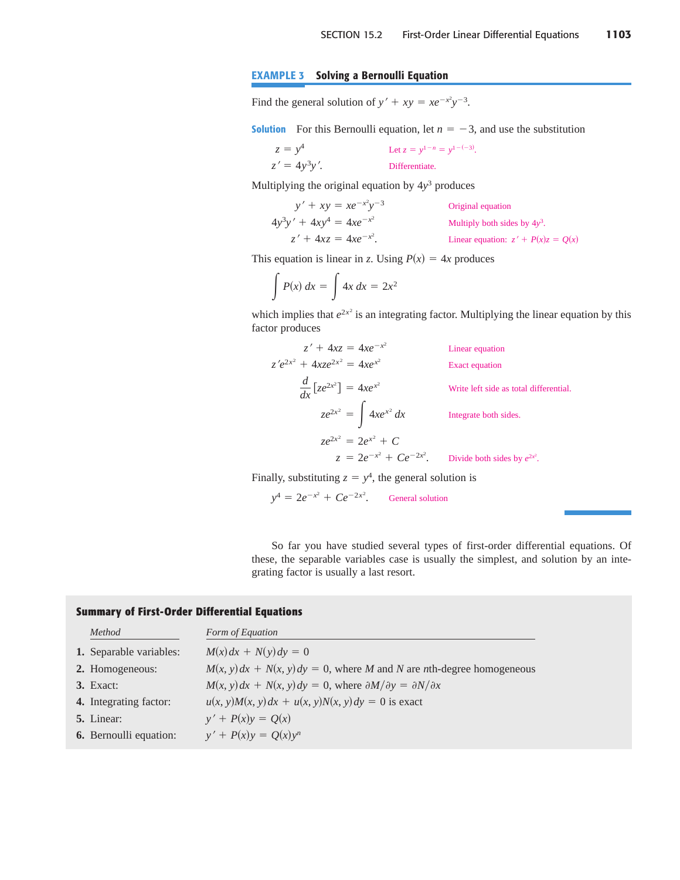### EXAMPLE 3 Solving a Bernoulli Equation

Find the general solution of $y' + xy = xe^{-x^2}y^{-3}$.

**Solution** For this Bernoulli equation, let $n = -3$, and use the substitution

$$
\begin{aligned}
z &= y^4 && \text{Let } z = y^{1-n} = y^{1-(-3)}.\\
z' &= 4y^3y'. && \text{Differentiate.}
\end{aligned}
$$

Multiplying the original equation by $4y^3$ produces

$$
\begin{aligned}
y' + xy &= xe^{-x^2}y^{-3} && \text{Original equation}\\
4y^3y' + 4xy^4 &= 4xe^{-x^2} && \text{Multiply both sides by } 4y^3.\\
z' + 4xz &= 4xe^{-x^2}. && \text{Linear equation: } z' + P(x)z = Q(x)
\end{aligned}
$$

This equation is linear in $z$. Using $P(x) = 4x$ produces

$$
\int P(x)\,dx = \int 4x\,dx = 2x^2
$$

which implies that $e^{2x^2}$ is an integrating factor. Multiplying the linear equation by this factor produces

$$
\begin{aligned}
z' + 4xz &= 4xe^{-x^2} && \text{Linear equation}\\
z'e^{2x^2} + 4xze^{2x^2} &= 4xe^{x^2} && \text{Exact equation}\\
\frac{d}{dx}\left[ze^{2x^2}\right] &= 4xe^{x^2} && \text{Write left side as total differential.}\\
ze^{2x^2} &= \int 4xe^{x^2}\,dx && \text{Integrate both sides.}\\
ze^{2x^2} &= 2e^{x^2} + C\\
z &= 2e^{-x^2} + Ce^{-2x^2}. && \text{Divide both sides by } e^{2x^2}.
\end{aligned}
$$

Finally, substituting $z = y^4$, the general solution is

$$
y^4 = 2e^{-x^2} + Ce^{-2x^2}. \qquad \text{General solution}
$$

So far you have studied several types of first-order differential equations. Of these, the separable variables case is usually the simplest, and solution by an integrating factor is usually a last resort.

**Summary of First-Order Differential Equations**

| *Method* | *Form of Equation* |
|---|---|
| **1.** Separable variables: | $M(x)\,dx + N(y)\,dy = 0$ |
| **2.** Homogeneous: | $M(x, y)\,dx + N(x, y)\,dy = 0$, where $M$ and $N$ are $n$th-degree homogeneous |
| **3.** Exact: | $M(x, y)\,dx + N(x, y)\,dy = 0$, where $\partial M/\partial y = \partial N/\partial x$ |
| **4.** Integrating factor: | $u(x, y)M(x, y)\,dx + u(x, y)N(x, y)\,dy = 0$ is exact |
| **5.** Linear: | $y' + P(x)y = Q(x)$ |
| **6.** Bernoulli equation: | $y' + P(x)y = Q(x)y^n$ |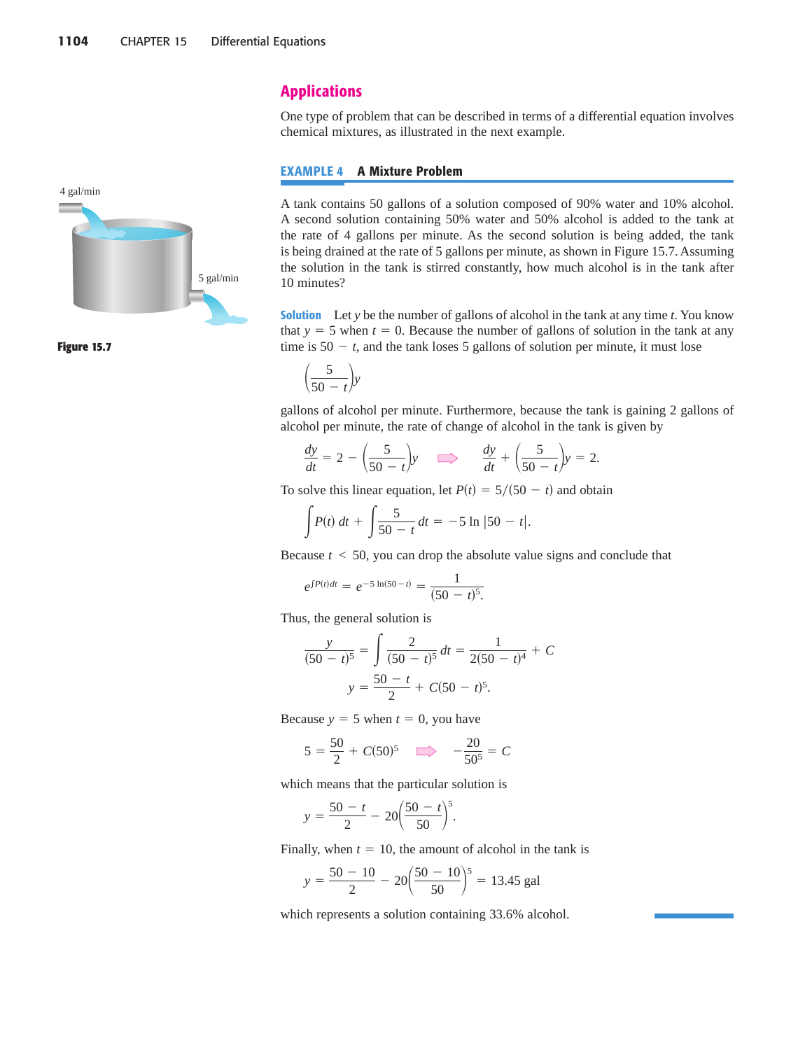## Applications

One type of problem that can be described in terms of a differential equation involves chemical mixtures, as illustrated in the next example.

### EXAMPLE 4 A Mixture Problem

A tank contains 50 gallons of a solution composed of 90% water and 10% alcohol. A second solution containing 50% water and 50% alcohol is added to the tank at the rate of 4 gallons per minute. As the second solution is being added, the tank is being drained at the rate of 5 gallons per minute, as shown in Figure 15.7. Assuming the solution in the tank is stirred constantly, how much alcohol is in the tank after 10 minutes?

4 gal/min

5 gal/min

**Figure 15.7**

**Solution** Let $y$ be the number of gallons of alcohol in the tank at any time $t$. You know that $y = 5$ when $t = 0$. Because the number of gallons of solution in the tank at any time is $50 - t$, and the tank loses 5 gallons of solution per minute, it must lose

$$\left(\frac{5}{50 - t}\right)y$$

gallons of alcohol per minute. Furthermore, because the tank is gaining 2 gallons of alcohol per minute, the rate of change of alcohol in the tank is given by

$$\frac{dy}{dt} = 2 - \left(\frac{5}{50 - t}\right)y \quad \Longrightarrow \quad \frac{dy}{dt} + \left(\frac{5}{50 - t}\right)y = 2.$$

To solve this linear equation, let $P(t) = 5/(50 - t)$ and obtain

$$\int P(t)\, dt + \int \frac{5}{50 - t}\, dt = -5 \ln|50 - t|.$$

Because $t < 50$, you can drop the absolute value signs and conclude that

$$e^{\int P(t)\,dt} = e^{-5\ln(50 - t)} = \frac{1}{(50 - t)^5}.$$

Thus, the general solution is

$$\frac{y}{(50 - t)^5} = \int \frac{2}{(50 - t)^5}\, dt = \frac{1}{2(50 - t)^4} + C$$

$$y = \frac{50 - t}{2} + C(50 - t)^5.$$

Because $y = 5$ when $t = 0$, you have

$$5 = \frac{50}{2} + C(50)^5 \quad \Longrightarrow \quad -\frac{20}{50^5} = C$$

which means that the particular solution is

$$y = \frac{50 - t}{2} - 20\left(\frac{50 - t}{50}\right)^5.$$

Finally, when $t = 10$, the amount of alcohol in the tank is

$$y = \frac{50 - 10}{2} - 20\left(\frac{50 - 10}{50}\right)^5 = 13.45 \text{ gal}$$

which represents a solution containing 33.6% alcohol.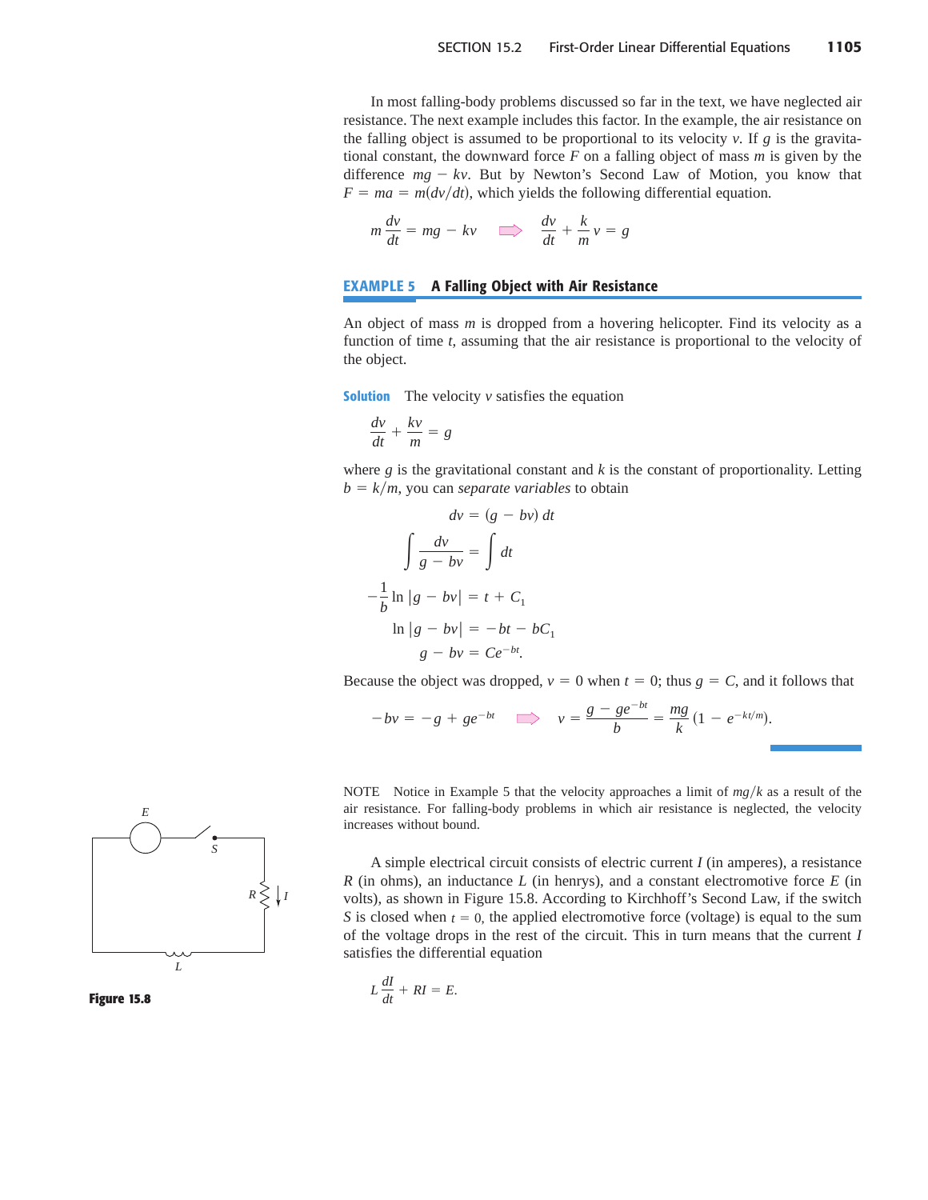In most falling-body problems discussed so far in the text, we have neglected air resistance. The next example includes this factor. In the example, the air resistance on the falling object is assumed to be proportional to its velocity $v$. If $g$ is the gravitational constant, the downward force $F$ on a falling object of mass $m$ is given by the difference $mg - kv$. But by Newton's Second Law of Motion, you know that $F = ma = m(dv/dt)$, which yields the following differential equation.

$$m\frac{dv}{dt} = mg - kv \quad \Longrightarrow \quad \frac{dv}{dt} + \frac{k}{m}v = g$$

### EXAMPLE 5 A Falling Object with Air Resistance

An object of mass $m$ is dropped from a hovering helicopter. Find its velocity as a function of time $t$, assuming that the air resistance is proportional to the velocity of the object.

**Solution** The velocity $v$ satisfies the equation

$$\frac{dv}{dt} + \frac{kv}{m} = g$$

where $g$ is the gravitational constant and $k$ is the constant of proportionality. Letting $b = k/m$, you can *separate variables* to obtain

$$dv = (g - bv)\, dt$$

$$\int \frac{dv}{g - bv} = \int dt$$

$$-\frac{1}{b}\ln|g - bv| = t + C_1$$

$$\ln|g - bv| = -bt - bC_1$$

$$g - bv = Ce^{-bt}.$$

Because the object was dropped, $v = 0$ when $t = 0$; thus $g = C$, and it follows that

$$-bv = -g + ge^{-bt} \quad \Longrightarrow \quad v = \frac{g - ge^{-bt}}{b} = \frac{mg}{k}(1 - e^{-kt/m}).$$

NOTE Notice in Example 5 that the velocity approaches a limit of $mg/k$ as a result of the air resistance. For falling-body problems in which air resistance is neglected, the velocity increases without bound.

A simple electrical circuit consists of electric current $I$ (in amperes), a resistance $R$ (in ohms), an inductance $L$ (in henrys), and a constant electromotive force $E$ (in volts), as shown in Figure 15.8. According to Kirchhoff's Second Law, if the switch $S$ is closed when $t = 0$, the applied electromotive force (voltage) is equal to the sum of the voltage drops in the rest of the circuit. This in turn means that the current $I$ satisfies the differential equation

$$L\frac{dI}{dt} + RI = E.$$

**Figure 15.8**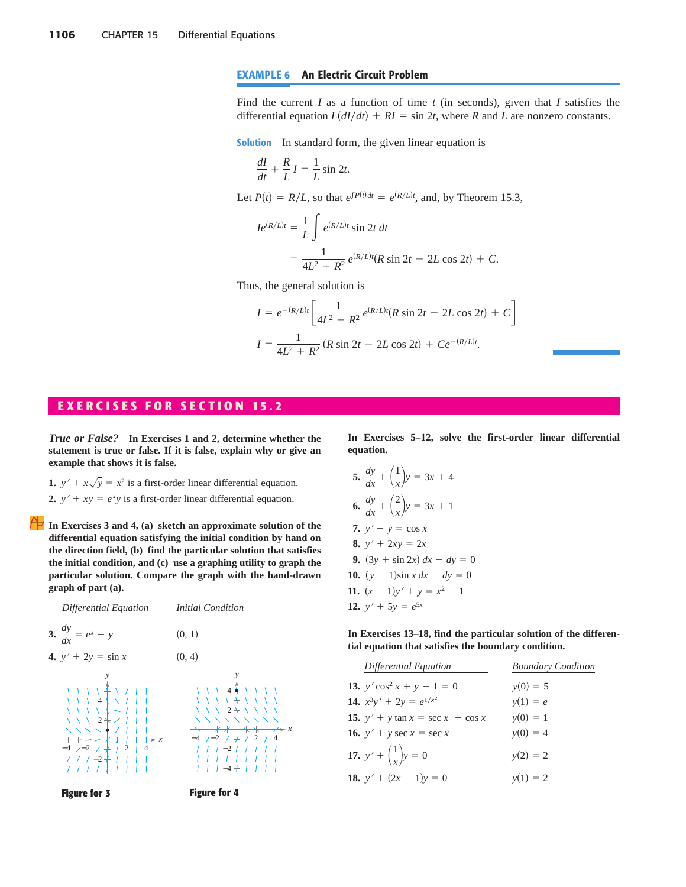### EXAMPLE 6 An Electric Circuit Problem

Find the current $I$ as a function of time $t$ (in seconds), given that $I$ satisfies the differential equation $L(dI/dt) + RI = \sin 2t$, where $R$ and $L$ are nonzero constants.

**Solution** In standard form, the given linear equation is

$$\frac{dI}{dt} + \frac{R}{L}I = \frac{1}{L}\sin 2t.$$

Let $P(t) = R/L$, so that $e^{\int P(t)\,dt} = e^{(R/L)t}$, and, by Theorem 15.3,

$$Ie^{(R/L)t} = \frac{1}{L}\int e^{(R/L)t}\sin 2t\,dt$$

$$= \frac{1}{4L^2 + R^2}e^{(R/L)t}(R\sin 2t - 2L\cos 2t) + C.$$

Thus, the general solution is

$$I = e^{-(R/L)t}\left[\frac{1}{4L^2 + R^2}e^{(R/L)t}(R\sin 2t - 2L\cos 2t) + C\right]$$

$$I = \frac{1}{4L^2 + R^2}(R\sin 2t - 2L\cos 2t) + Ce^{-(R/L)t}.$$

## EXERCISES FOR SECTION 15.2

***True or False?*** **In Exercises 1 and 2, determine whether the statement is true or false. If it is false, explain why or give an example that shows it is false.**

**1.** $y' + x\sqrt{y} = x^2$ is a first-order linear differential equation.

**2.** $y' + xy = e^x y$ is a first-order linear differential equation.

**In Exercises 3 and 4, (a) sketch an approximate solution of the differential equation satisfying the initial condition by hand on the direction field, (b) find the particular solution that satisfies the initial condition, and (c) use a graphing utility to graph the particular solution. Compare the graph with the hand-drawn graph of part (a).**

| | *Differential Equation* | *Initial Condition* |
|---|---|---|
| **3.** | $\dfrac{dy}{dx} = e^x - y$ | $(0, 1)$ |
| **4.** | $y' + 2y = \sin x$ | $(0, 4)$ |

**Figure for 3**

**Figure for 4**

**In Exercises 5–12, solve the first-order linear differential equation.**

**5.** $\dfrac{dy}{dx} + \left(\dfrac{1}{x}\right)y = 3x + 4$

**6.** $\dfrac{dy}{dx} + \left(\dfrac{2}{x}\right)y = 3x + 1$

**7.** $y' - y = \cos x$

**8.** $y' + 2xy = 2x$

**9.** $(3y + \sin 2x)\,dx - dy = 0$

**10.** $(y - 1)\sin x\,dx - dy = 0$

**11.** $(x - 1)y' + y = x^2 - 1$

**12.** $y' + 5y = e^{5x}$

**In Exercises 13–18, find the particular solution of the differential equation that satisfies the boundary condition.**

| | *Differential Equation* | *Boundary Condition* |
|---|---|---|
| **13.** | $y'\cos^2 x + y - 1 = 0$ | $y(0) = 5$ |
| **14.** | $x^3y' + 2y = e^{1/x^2}$ | $y(1) = e$ |
| **15.** | $y' + y\tan x = \sec x + \cos x$ | $y(0) = 1$ |
| **16.** | $y' + y\sec x = \sec x$ | $y(0) = 4$ |
| **17.** | $y' + \left(\dfrac{1}{x}\right)y = 0$ | $y(2) = 2$ |
| **18.** | $y' + (2x - 1)y = 0$ | $y(1) = 2$ |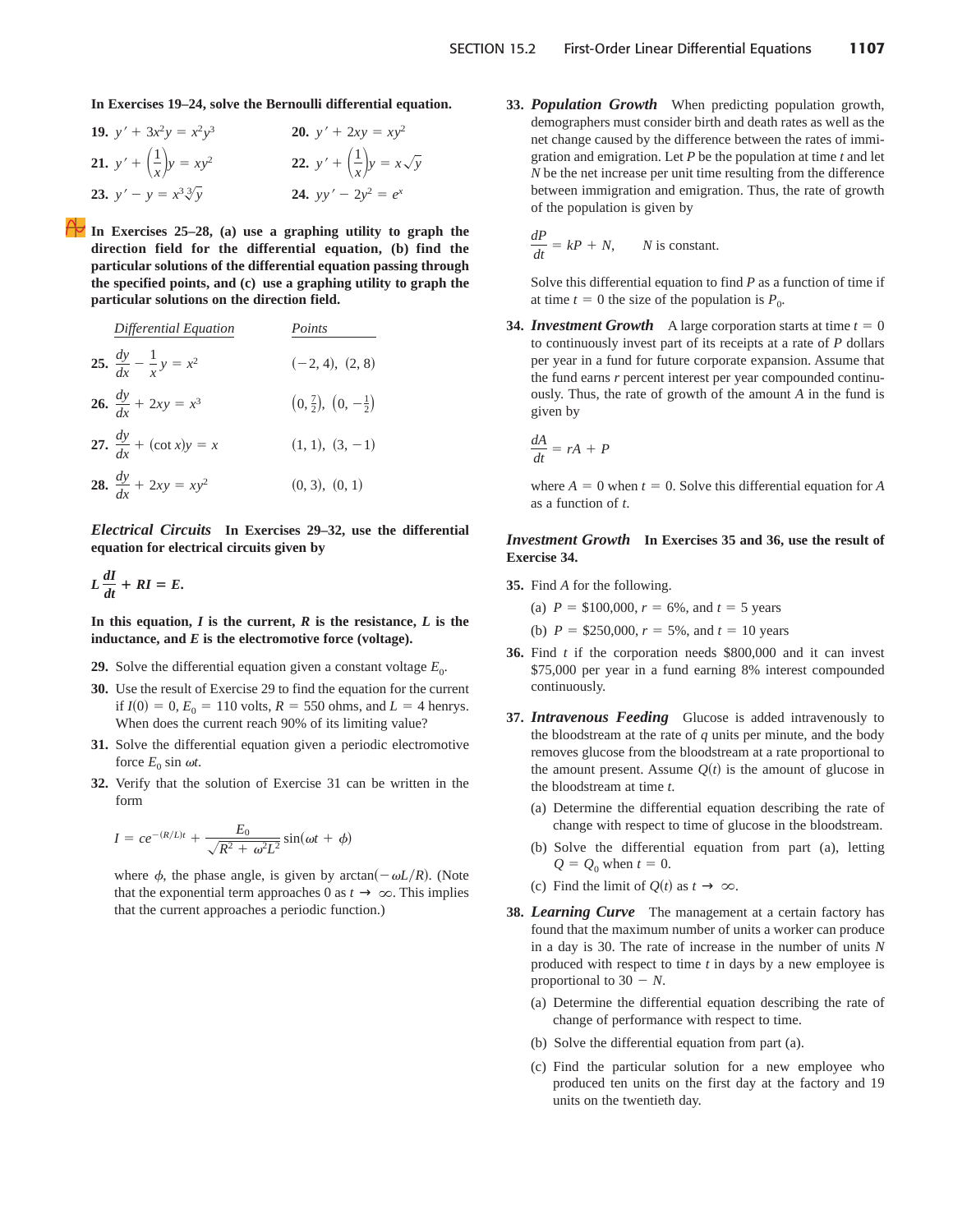**In Exercises 19–24, solve the Bernoulli differential equation.**

**19.** $y' + 3x^2y = x^2y^3$

**20.** $y' + 2xy = xy^2$

**21.** $y' + \left(\frac{1}{x}\right)y = xy^2$

**22.** $y' + \left(\frac{1}{x}\right)y = x\sqrt{y}$

**23.** $y' - y = x^3\sqrt[3]{y}$

**24.** $yy' - 2y^2 = e^x$

**In Exercises 25–28, (a) use a graphing utility to graph the direction field for the differential equation, (b) find the particular solutions of the differential equation passing through the specified points, and (c) use a graphing utility to graph the particular solutions on the direction field.**

| | *Differential Equation* | *Points* |
|---|---|---|
| **25.** | $\dfrac{dy}{dx} - \dfrac{1}{x}y = x^2$ | $(-2, 4),\ (2, 8)$ |
| **26.** | $\dfrac{dy}{dx} + 2xy = x^3$ | $\left(0, \frac{7}{2}\right),\ \left(0, -\frac{1}{2}\right)$ |
| **27.** | $\dfrac{dy}{dx} + (\cot x)y = x$ | $(1, 1),\ (3, -1)$ |
| **28.** | $\dfrac{dy}{dx} + 2xy = xy^2$ | $(0, 3),\ (0, 1)$ |

***Electrical Circuits*** **In Exercises 29–32, use the differential equation for electrical circuits given by**

$$L\frac{dI}{dt} + RI = E.$$

**In this equation, $I$ is the current, $R$ is the resistance, $L$ is the inductance, and $E$ is the electromotive force (voltage).**

**29.** Solve the differential equation given a constant voltage $E_0$.

**30.** Use the result of Exercise 29 to find the equation for the current if $I(0) = 0$, $E_0 = 110$ volts, $R = 550$ ohms, and $L = 4$ henrys. When does the current reach 90% of its limiting value?

**31.** Solve the differential equation given a periodic electromotive force $E_0 \sin \omega t$.

**32.** Verify that the solution of Exercise 31 can be written in the form

$$I = ce^{-(R/L)t} + \frac{E_0}{\sqrt{R^2 + \omega^2L^2}}\sin(\omega t + \phi)$$

where $\phi$, the phase angle, is given by $\arctan(-\omega L/R)$. (Note that the exponential term approaches 0 as $t \to \infty$. This implies that the current approaches a periodic function.)

**33.** ***Population Growth*** When predicting population growth, demographers must consider birth and death rates as well as the net change caused by the difference between the rates of immigration and emigration. Let $P$ be the population at time $t$ and let $N$ be the net increase per unit time resulting from the difference between immigration and emigration. Thus, the rate of growth of the population is given by

$$\frac{dP}{dt} = kP + N, \qquad N \text{ is constant.}$$

Solve this differential equation to find $P$ as a function of time if at time $t = 0$ the size of the population is $P_0$.

**34.** ***Investment Growth*** A large corporation starts at time $t = 0$ to continuously invest part of its receipts at a rate of $P$ dollars per year in a fund for future corporate expansion. Assume that the fund earns $r$ percent interest per year compounded continuously. Thus, the rate of growth of the amount $A$ in the fund is given by

$$\frac{dA}{dt} = rA + P$$

where $A = 0$ when $t = 0$. Solve this differential equation for $A$ as a function of $t$.

***Investment Growth*** **In Exercises 35 and 36, use the result of Exercise 34.**

**35.** Find $A$ for the following.

(a) $P = \$100{,}000$, $r = 6\%$, and $t = 5$ years

(b) $P = \$250{,}000$, $r = 5\%$, and $t = 10$ years

**36.** Find $t$ if the corporation needs \$800,000 and it can invest \$75,000 per year in a fund earning 8% interest compounded continuously.

**37.** ***Intravenous Feeding*** Glucose is added intravenously to the bloodstream at the rate of $q$ units per minute, and the body removes glucose from the bloodstream at a rate proportional to the amount present. Assume $Q(t)$ is the amount of glucose in the bloodstream at time $t$.

(a) Determine the differential equation describing the rate of change with respect to time of glucose in the bloodstream.

(b) Solve the differential equation from part (a), letting $Q = Q_0$ when $t = 0$.

(c) Find the limit of $Q(t)$ as $t \to \infty$.

**38.** ***Learning Curve*** The management at a certain factory has found that the maximum number of units a worker can produce in a day is 30. The rate of increase in the number of units $N$ produced with respect to time $t$ in days by a new employee is proportional to $30 - N$.

(a) Determine the differential equation describing the rate of change of performance with respect to time.

(b) Solve the differential equation from part (a).

(c) Find the particular solution for a new employee who produced ten units on the first day at the factory and 19 units on the twentieth day.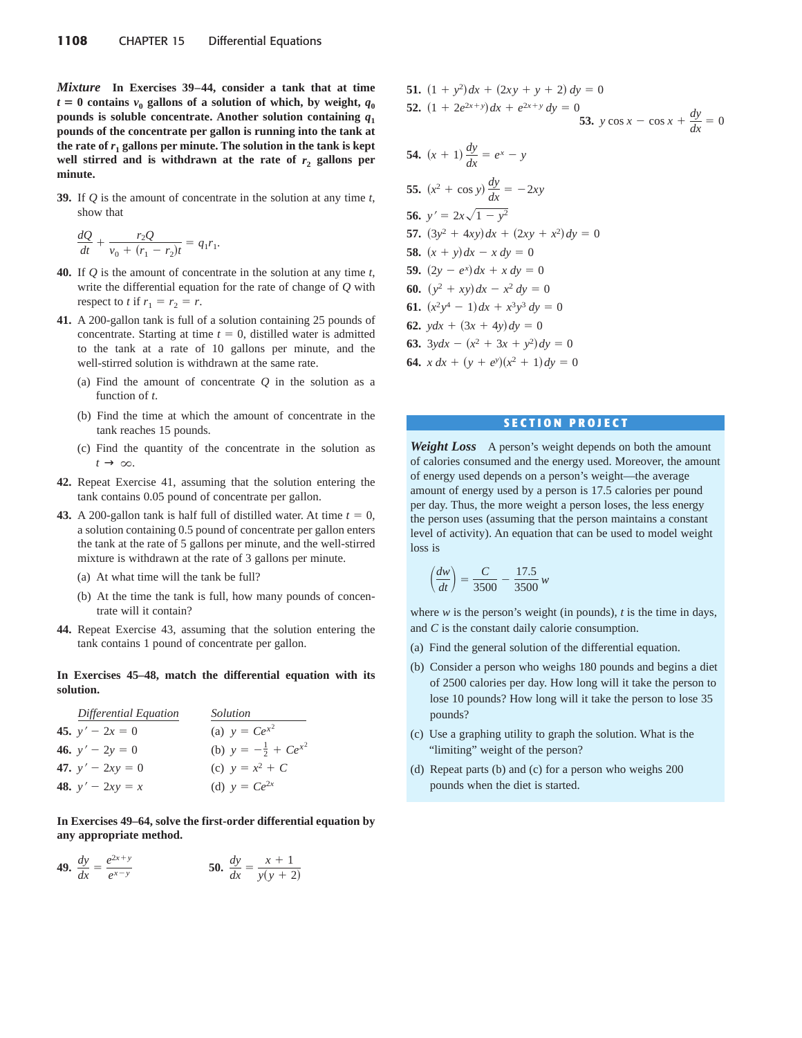***Mixture*** **In Exercises 39–44, consider a tank that at time $t = 0$ contains $v_0$ gallons of a solution of which, by weight, $q_0$ pounds is soluble concentrate. Another solution containing $q_1$ pounds of the concentrate per gallon is running into the tank at the rate of $r_1$ gallons per minute. The solution in the tank is kept well stirred and is withdrawn at the rate of $r_2$ gallons per minute.**

**39.** If $Q$ is the amount of concentrate in the solution at any time $t$, show that

$$\frac{dQ}{dt} + \frac{r_2 Q}{v_0 + (r_1 - r_2)t} = q_1 r_1.$$

**40.** If $Q$ is the amount of concentrate in the solution at any time $t$, write the differential equation for the rate of change of $Q$ with respect to $t$ if $r_1 = r_2 = r$.

**41.** A 200-gallon tank is full of a solution containing 25 pounds of concentrate. Starting at time $t = 0$, distilled water is admitted to the tank at a rate of 10 gallons per minute, and the well-stirred solution is withdrawn at the same rate.

(a) Find the amount of concentrate $Q$ in the solution as a function of $t$.

(b) Find the time at which the amount of concentrate in the tank reaches 15 pounds.

(c) Find the quantity of the concentrate in the solution as $t \to \infty$.

**42.** Repeat Exercise 41, assuming that the solution entering the tank contains 0.05 pound of concentrate per gallon.

**43.** A 200-gallon tank is half full of distilled water. At time $t = 0$, a solution containing 0.5 pound of concentrate per gallon enters the tank at the rate of 5 gallons per minute, and the well-stirred mixture is withdrawn at the rate of 3 gallons per minute.

(a) At what time will the tank be full?

(b) At the time the tank is full, how many pounds of concentrate will it contain?

**44.** Repeat Exercise 43, assuming that the solution entering the tank contains 1 pound of concentrate per gallon.

**In Exercises 45–48, match the differential equation with its solution.**

| *Differential Equation* | *Solution* |
|---|---|
| **45.** $y' - 2x = 0$ | (a) $y = Ce^{x^2}$ |
| **46.** $y' - 2y = 0$ | (b) $y = -\frac{1}{2} + Ce^{x^2}$ |
| **47.** $y' - 2xy = 0$ | (c) $y = x^2 + C$ |
| **48.** $y' - 2xy = x$ | (d) $y = Ce^{2x}$ |

**In Exercises 49–64, solve the first-order differential equation by any appropriate method.**

**49.** $\dfrac{dy}{dx} = \dfrac{e^{2x+y}}{e^{x-y}}$

**50.** $\dfrac{dy}{dx} = \dfrac{x+1}{y(y+2)}$

**51.** $(1 + y^2)\,dx + (2xy + y + 2)\,dy = 0$

**52.** $(1 + 2e^{2x+y})\,dx + e^{2x+y}\,dy = 0$

**53.** $y\cos x - \cos x + \dfrac{dy}{dx} = 0$

**54.** $(x + 1)\dfrac{dy}{dx} = e^x - y$

**55.** $(x^2 + \cos y)\dfrac{dy}{dx} = -2xy$

**56.** $y' = 2x\sqrt{1 - y^2}$

**57.** $(3y^2 + 4xy)\,dx + (2xy + x^2)\,dy = 0$

**58.** $(x + y)\,dx - x\,dy = 0$

**59.** $(2y - e^x)\,dx + x\,dy = 0$

**60.** $(y^2 + xy)\,dx - x^2\,dy = 0$

**61.** $(x^2y^4 - 1)\,dx + x^3y^3\,dy = 0$

**62.** $y\,dx + (3x + 4y)\,dy = 0$

**63.** $3y\,dx - (x^2 + 3x + y^2)\,dy = 0$

**64.** $x\,dx + (y + e^y)(x^2 + 1)\,dy = 0$

## SECTION PROJECT

***Weight Loss*** A person's weight depends on both the amount of calories consumed and the energy used. Moreover, the amount of energy used depends on a person's weight—the average amount of energy used by a person is 17.5 calories per pound per day. Thus, the more weight a person loses, the less energy the person uses (assuming that the person maintains a constant level of activity). An equation that can be used to model weight loss is

$$\left(\frac{dw}{dt}\right) = \frac{C}{3500} - \frac{17.5}{3500}w$$

where $w$ is the person's weight (in pounds), $t$ is the time in days, and $C$ is the constant daily calorie consumption.

(a) Find the general solution of the differential equation.

(b) Consider a person who weighs 180 pounds and begins a diet of 2500 calories per day. How long will it take the person to lose 10 pounds? How long will it take the person to lose 35 pounds?

(c) Use a graphing utility to graph the solution. What is the "limiting" weight of the person?

(d) Repeat parts (b) and (c) for a person who weighs 200 pounds when the diet is started.